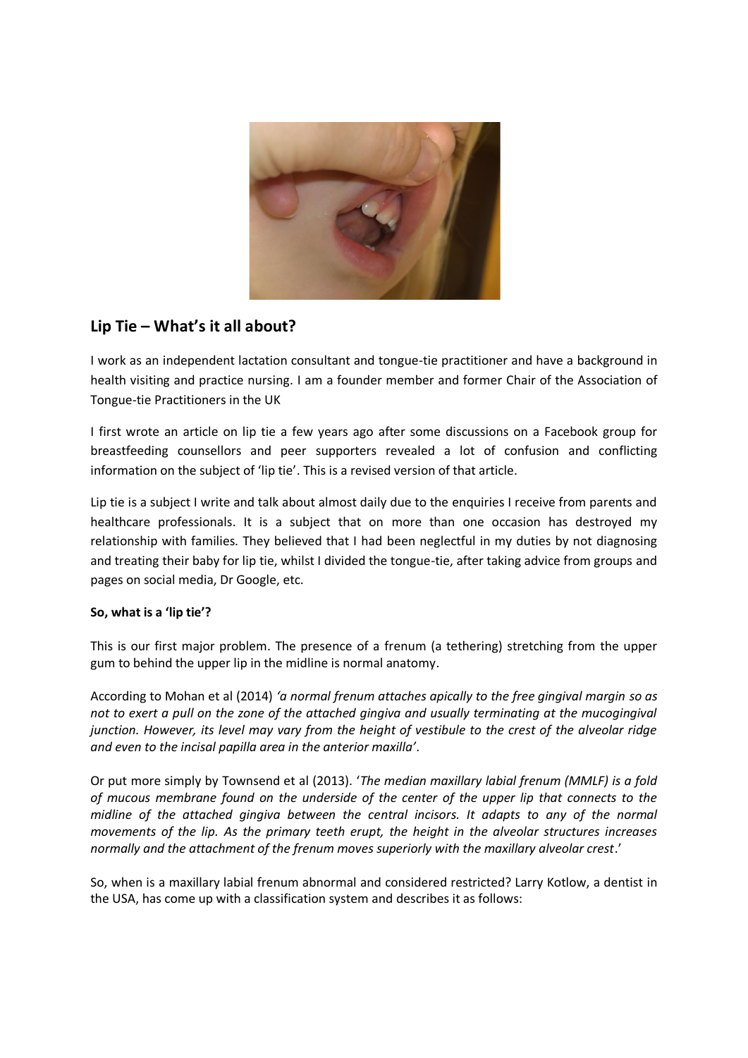## Lip Tie – What's it all about?

I work as an independent lactation consultant and tongue-tie practitioner and have a background in health visiting and practice nursing. I am a founder member and former Chair of the Association of Tongue-tie Practitioners in the UK

I first wrote an article on lip tie a few years ago after some discussions on a Facebook group for breastfeeding counsellors and peer supporters revealed a lot of confusion and conflicting information on the subject of 'lip tie'. This is a revised version of that article.

Lip tie is a subject I write and talk about almost daily due to the enquiries I receive from parents and healthcare professionals. It is a subject that on more than one occasion has destroyed my relationship with families. They believed that I had been neglectful in my duties by not diagnosing and treating their baby for lip tie, whilst I divided the tongue-tie, after taking advice from groups and pages on social media, Dr Google, etc.

**So, what is a 'lip tie'?**

This is our first major problem. The presence of a frenum (a tethering) stretching from the upper gum to behind the upper lip in the midline is normal anatomy.

According to Mohan et al (2014) *'a normal frenum attaches apically to the free gingival margin so as not to exert a pull on the zone of the attached gingiva and usually terminating at the mucogingival junction. However, its level may vary from the height of vestibule to the crest of the alveolar ridge and even to the incisal papilla area in the anterior maxilla'*.

Or put more simply by Townsend et al (2013). '*The median maxillary labial frenum (MMLF) is a fold of mucous membrane found on the underside of the center of the upper lip that connects to the midline of the attached gingiva between the central incisors. It adapts to any of the normal movements of the lip. As the primary teeth erupt, the height in the alveolar structures increases normally and the attachment of the frenum moves superiorly with the maxillary alveolar crest*.'

So, when is a maxillary labial frenum abnormal and considered restricted? Larry Kotlow, a dentist in the USA, has come up with a classification system and describes it as follows: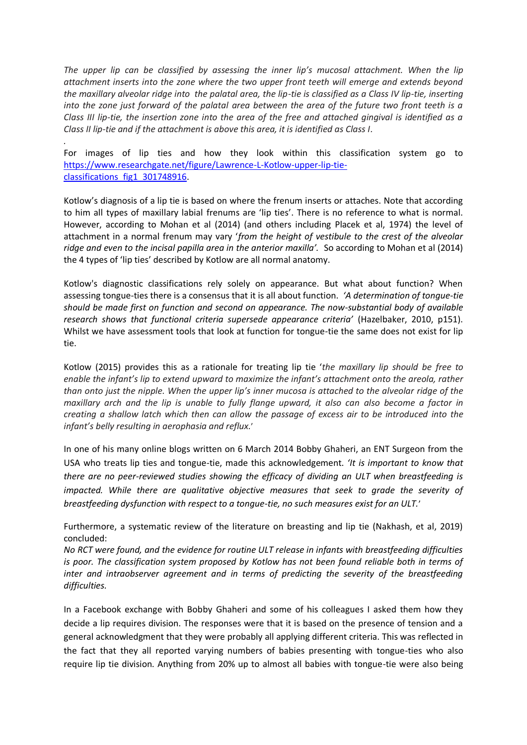*The upper lip can be classified by assessing the inner lip's mucosal attachment. When the lip attachment inserts into the zone where the two upper front teeth will emerge and extends beyond the maxillary alveolar ridge into the palatal area, the lip-tie is classified as a Class IV lip-tie, inserting into the zone just forward of the palatal area between the area of the future two front teeth is a Class III lip-tie, the insertion zone into the area of the free and attached gingival is identified as a Class II lip-tie and if the attachment is above this area, it is identified as Class I.*

For images of lip ties and how they look within this classification system go to https://www.researchgate.net/figure/Lawrence-L-Kotlow-upper-lip-tie-classifications_fig1_301748916.

Kotlow's diagnosis of a lip tie is based on where the frenum inserts or attaches. Note that according to him all types of maxillary labial frenums are 'lip ties'. There is no reference to what is normal. However, according to Mohan et al (2014) (and others including Placek et al, 1974) the level of attachment in a normal frenum may vary '*from the height of vestibule to the crest of the alveolar ridge and even to the incisal papilla area in the anterior maxilla'*. So according to Mohan et al (2014) the 4 types of 'lip ties' described by Kotlow are all normal anatomy.

Kotlow's diagnostic classifications rely solely on appearance. But what about function? When assessing tongue-ties there is a consensus that it is all about function. *'A determination of tongue-tie should be made first on function and second on appearance. The now-substantial body of available research shows that functional criteria supersede appearance criteria'* (Hazelbaker, 2010, p151). Whilst we have assessment tools that look at function for tongue-tie the same does not exist for lip tie.

Kotlow (2015) provides this as a rationale for treating lip tie '*the maxillary lip should be free to enable the infant's lip to extend upward to maximize the infant's attachment onto the areola, rather than onto just the nipple. When the upper lip's inner mucosa is attached to the alveolar ridge of the maxillary arch and the lip is unable to fully flange upward, it also can also become a factor in creating a shallow latch which then can allow the passage of excess air to be introduced into the infant's belly resulting in aerophasia and reflux.*'

In one of his many online blogs written on 6 March 2014 Bobby Ghaheri, an ENT Surgeon from the USA who treats lip ties and tongue-tie, made this acknowledgement. *'It is important to know that there are no peer-reviewed studies showing the efficacy of dividing an ULT when breastfeeding is impacted. While there are qualitative objective measures that seek to grade the severity of breastfeeding dysfunction with respect to a tongue-tie, no such measures exist for an ULT.*'

Furthermore, a systematic review of the literature on breasting and lip tie (Nakhash, et al, 2019) concluded:
*No RCT were found, and the evidence for routine ULT release in infants with breastfeeding difficulties is poor. The classification system proposed by Kotlow has not been found reliable both in terms of inter and intraobserver agreement and in terms of predicting the severity of the breastfeeding difficulties.*

In a Facebook exchange with Bobby Ghaheri and some of his colleagues I asked them how they decide a lip requires division. The responses were that it is based on the presence of tension and a general acknowledgment that they were probably all applying different criteria. This was reflected in the fact that they all reported varying numbers of babies presenting with tongue-ties who also require lip tie division. Anything from 20% up to almost all babies with tongue-tie were also being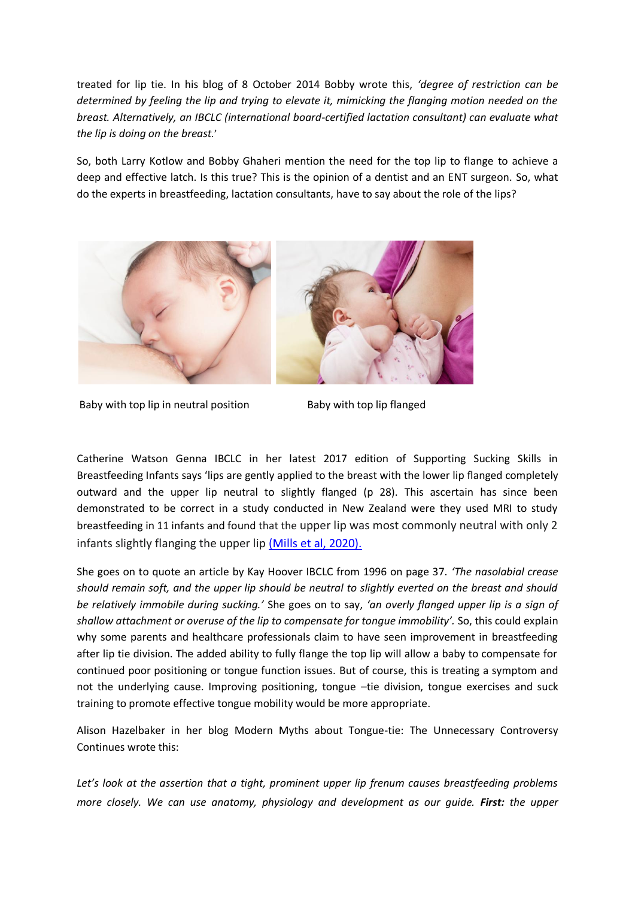treated for lip tie. In his blog of 8 October 2014 Bobby wrote this, *'degree of restriction can be determined by feeling the lip and trying to elevate it, mimicking the flanging motion needed on the breast. Alternatively, an IBCLC (international board-certified lactation consultant) can evaluate what the lip is doing on the breast.'*

So, both Larry Kotlow and Bobby Ghaheri mention the need for the top lip to flange to achieve a deep and effective latch. Is this true? This is the opinion of a dentist and an ENT surgeon. So, what do the experts in breastfeeding, lactation consultants, have to say about the role of the lips?

Baby with top lip in neutral position

Baby with top lip flanged

Catherine Watson Genna IBCLC in her latest 2017 edition of Supporting Sucking Skills in Breastfeeding Infants says 'lips are gently applied to the breast with the lower lip flanged completely outward and the upper lip neutral to slightly flanged (p 28). This ascertain has since been demonstrated to be correct in a study conducted in New Zealand were they used MRI to study breastfeeding in 11 infants and found that the upper lip was most commonly neutral with only 2 infants slightly flanging the upper lip [(Mills et al, 2020).]

She goes on to quote an article by Kay Hoover IBCLC from 1996 on page 37. *'The nasolabial crease should remain soft, and the upper lip should be neutral to slightly everted on the breast and should be relatively immobile during sucking.'* She goes on to say, *'an overly flanged upper lip is a sign of shallow attachment or overuse of the lip to compensate for tongue immobility'.* So, this could explain why some parents and healthcare professionals claim to have seen improvement in breastfeeding after lip tie division. The added ability to fully flange the top lip will allow a baby to compensate for continued poor positioning or tongue function issues. But of course, this is treating a symptom and not the underlying cause. Improving positioning, tongue –tie division, tongue exercises and suck training to promote effective tongue mobility would be more appropriate.

Alison Hazelbaker in her blog Modern Myths about Tongue-tie: The Unnecessary Controversy Continues wrote this:

*Let's look at the assertion that a tight, prominent upper lip frenum causes breastfeeding problems more closely. We can use anatomy, physiology and development as our guide.* ***First:*** *the upper*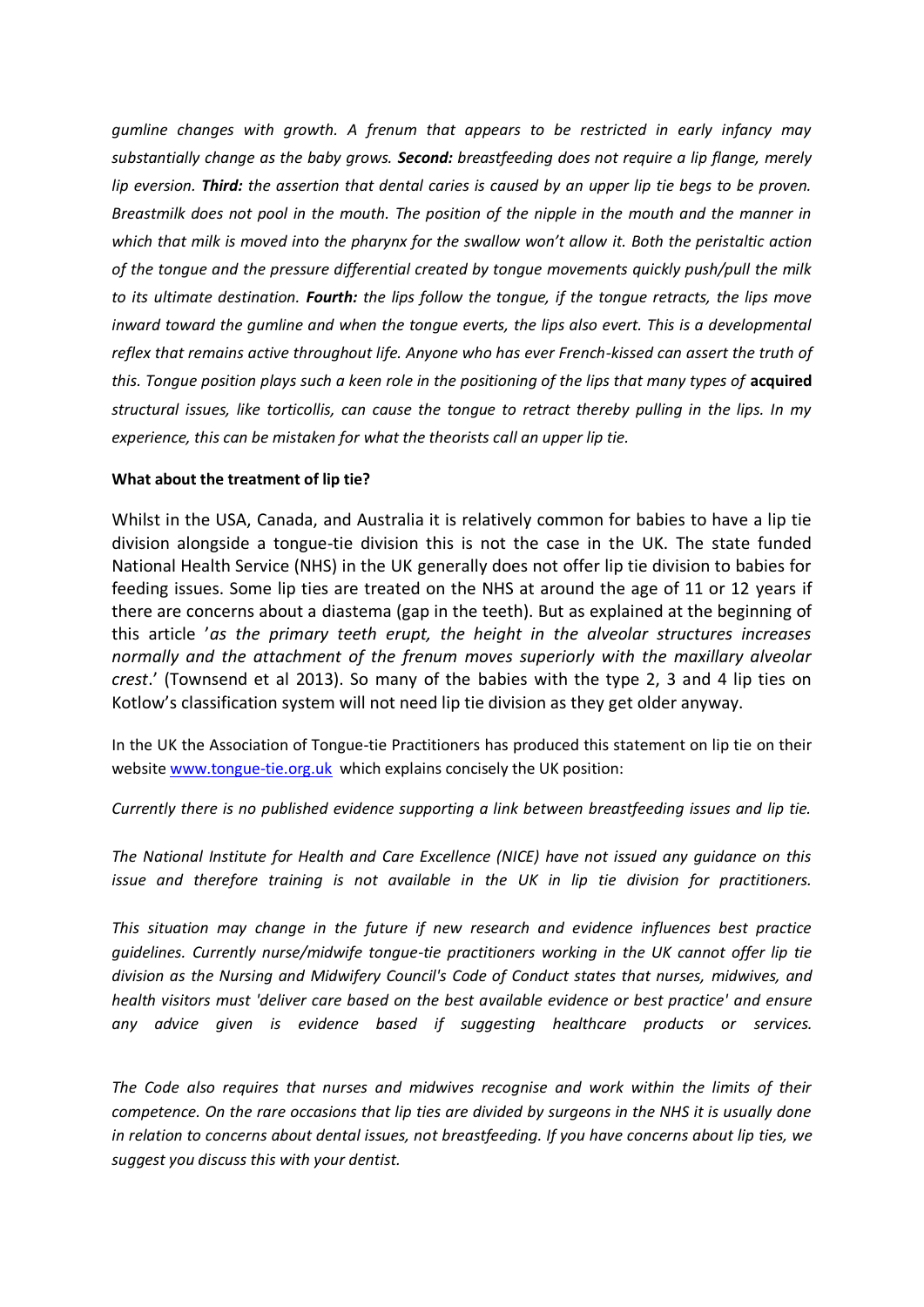*gumline changes with growth. A frenum that appears to be restricted in early infancy may substantially change as the baby grows.* ***Second:*** *breastfeeding does not require a lip flange, merely lip eversion.* ***Third:*** *the assertion that dental caries is caused by an upper lip tie begs to be proven. Breastmilk does not pool in the mouth. The position of the nipple in the mouth and the manner in which that milk is moved into the pharynx for the swallow won't allow it. Both the peristaltic action of the tongue and the pressure differential created by tongue movements quickly push/pull the milk to its ultimate destination.* ***Fourth:*** *the lips follow the tongue, if the tongue retracts, the lips move inward toward the gumline and when the tongue everts, the lips also evert. This is a developmental reflex that remains active throughout life. Anyone who has ever French-kissed can assert the truth of this. Tongue position plays such a keen role in the positioning of the lips that many types of* **acquired** *structural issues, like torticollis, can cause the tongue to retract thereby pulling in the lips. In my experience, this can be mistaken for what the theorists call an upper lip tie.*

**What about the treatment of lip tie?**

Whilst in the USA, Canada, and Australia it is relatively common for babies to have a lip tie division alongside a tongue-tie division this is not the case in the UK. The state funded National Health Service (NHS) in the UK generally does not offer lip tie division to babies for feeding issues. Some lip ties are treated on the NHS at around the age of 11 or 12 years if there are concerns about a diastema (gap in the teeth). But as explained at the beginning of this article '*as the primary teeth erupt, the height in the alveolar structures increases normally and the attachment of the frenum moves superiorly with the maxillary alveolar crest*.' (Townsend et al 2013). So many of the babies with the type 2, 3 and 4 lip ties on Kotlow's classification system will not need lip tie division as they get older anyway.

In the UK the Association of Tongue-tie Practitioners has produced this statement on lip tie on their website www.tongue-tie.org.uk which explains concisely the UK position:

*Currently there is no published evidence supporting a link between breastfeeding issues and lip tie.*

*The National Institute for Health and Care Excellence (NICE) have not issued any guidance on this issue and therefore training is not available in the UK in lip tie division for practitioners.*

*This situation may change in the future if new research and evidence influences best practice guidelines. Currently nurse/midwife tongue-tie practitioners working in the UK cannot offer lip tie division as the Nursing and Midwifery Council's Code of Conduct states that nurses, midwives, and health visitors must 'deliver care based on the best available evidence or best practice' and ensure any advice given is evidence based if suggesting healthcare products or services.*

*The Code also requires that nurses and midwives recognise and work within the limits of their competence. On the rare occasions that lip ties are divided by surgeons in the NHS it is usually done in relation to concerns about dental issues, not breastfeeding. If you have concerns about lip ties, we suggest you discuss this with your dentist.*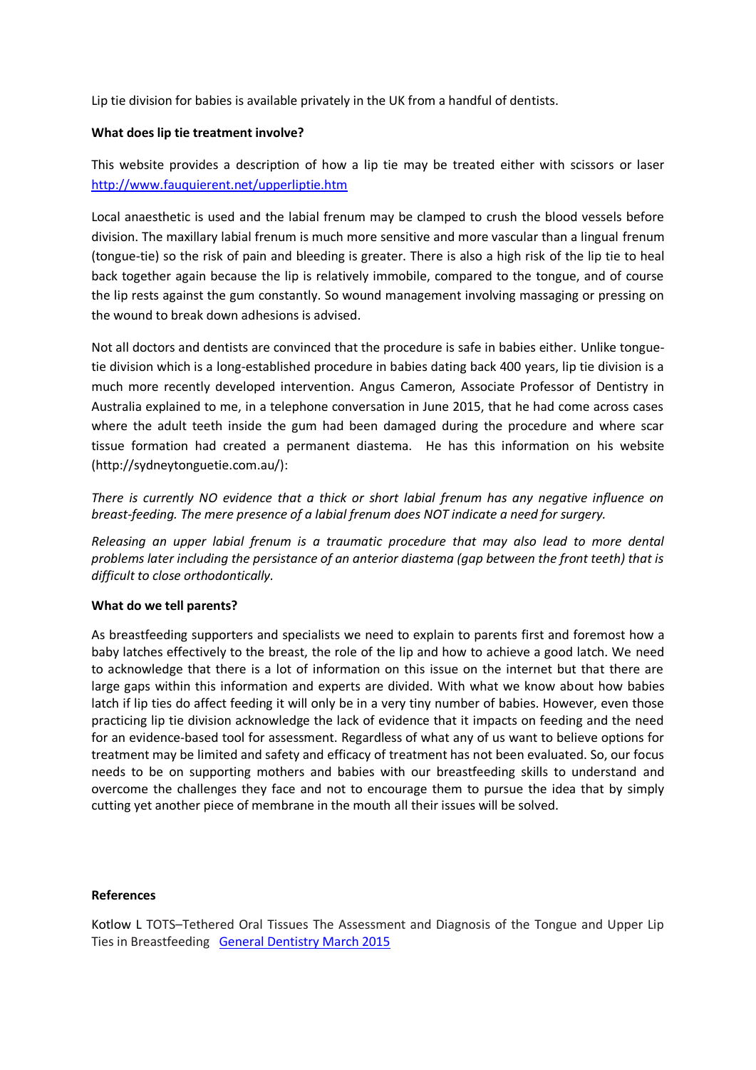Lip tie division for babies is available privately in the UK from a handful of dentists.

**What does lip tie treatment involve?**

This website provides a description of how a lip tie may be treated either with scissors or laser [http://www.fauquierent.net/upperliptie.htm](http://www.fauquierent.net/upperliptie.htm)

Local anaesthetic is used and the labial frenum may be clamped to crush the blood vessels before division. The maxillary labial frenum is much more sensitive and more vascular than a lingual frenum (tongue-tie) so the risk of pain and bleeding is greater. There is also a high risk of the lip tie to heal back together again because the lip is relatively immobile, compared to the tongue, and of course the lip rests against the gum constantly. So wound management involving massaging or pressing on the wound to break down adhesions is advised.

Not all doctors and dentists are convinced that the procedure is safe in babies either. Unlike tongue-tie division which is a long-established procedure in babies dating back 400 years, lip tie division is a much more recently developed intervention. Angus Cameron, Associate Professor of Dentistry in Australia explained to me, in a telephone conversation in June 2015, that he had come across cases where the adult teeth inside the gum had been damaged during the procedure and where scar tissue formation had created a permanent diastema. He has this information on his website (http://sydneytonguetie.com.au/):

*There is currently NO evidence that a thick or short labial frenum has any negative influence on breast-feeding. The mere presence of a labial frenum does NOT indicate a need for surgery.*

*Releasing an upper labial frenum is a traumatic procedure that may also lead to more dental problems later including the persistance of an anterior diastema (gap between the front teeth) that is difficult to close orthodontically.*

**What do we tell parents?**

As breastfeeding supporters and specialists we need to explain to parents first and foremost how a baby latches effectively to the breast, the role of the lip and how to achieve a good latch. We need to acknowledge that there is a lot of information on this issue on the internet but that there are large gaps within this information and experts are divided. With what we know about how babies latch if lip ties do affect feeding it will only be in a very tiny number of babies. However, even those practicing lip tie division acknowledge the lack of evidence that it impacts on feeding and the need for an evidence-based tool for assessment. Regardless of what any of us want to believe options for treatment may be limited and safety and efficacy of treatment has not been evaluated. So, our focus needs to be on supporting mothers and babies with our breastfeeding skills to understand and overcome the challenges they face and not to encourage them to pursue the idea that by simply cutting yet another piece of membrane in the mouth all their issues will be solved.

**References**

Kotlow L TOTS–Tethered Oral Tissues The Assessment and Diagnosis of the Tongue and Upper Lip Ties in Breastfeeding [General Dentistry March 2015]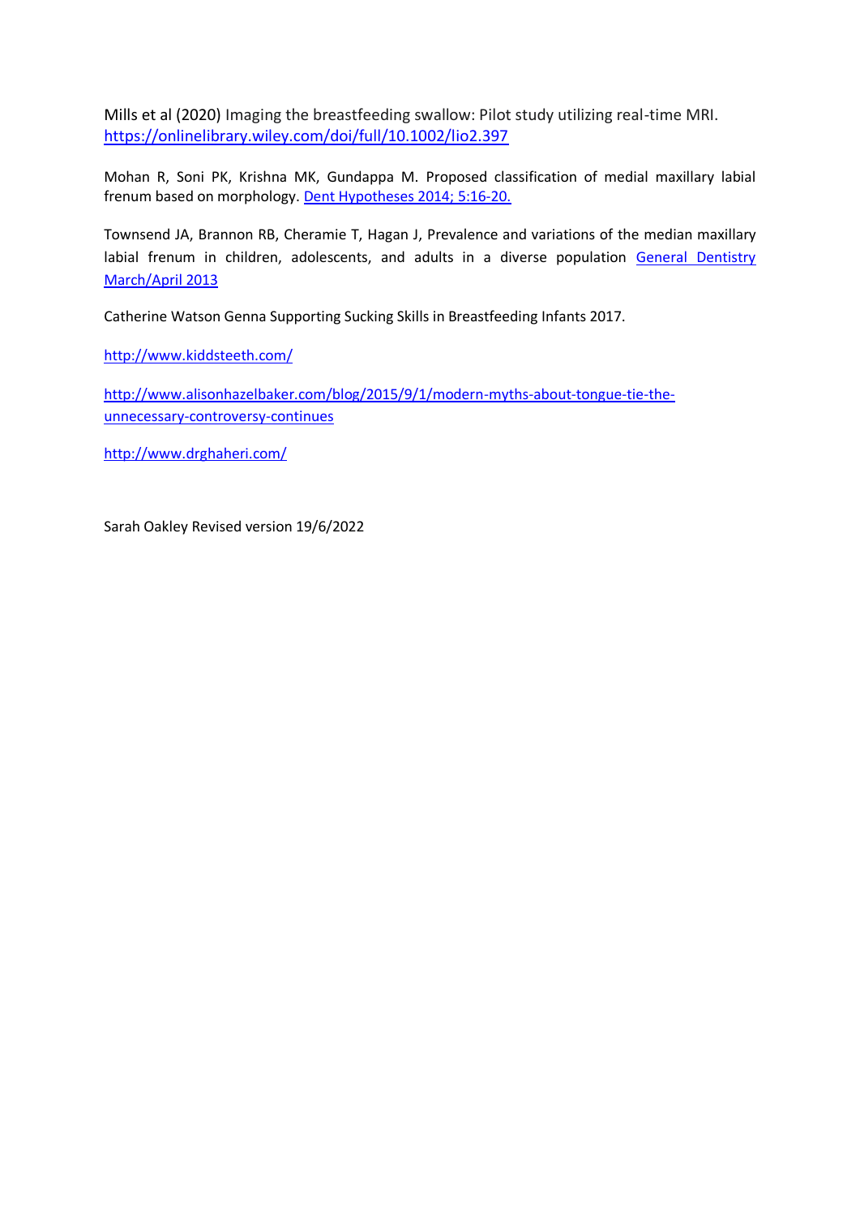Mills et al (2020) Imaging the breastfeeding swallow: Pilot study utilizing real-time MRI. [https://onlinelibrary.wiley.com/doi/full/10.1002/lio2.397](https://onlinelibrary.wiley.com/doi/full/10.1002/lio2.397)

Mohan R, Soni PK, Krishna MK, Gundappa M. Proposed classification of medial maxillary labial frenum based on morphology. Dent Hypotheses 2014; 5:16-20.

Townsend JA, Brannon RB, Cheramie T, Hagan J, Prevalence and variations of the median maxillary labial frenum in children, adolescents, and adults in a diverse population General Dentistry March/April 2013

Catherine Watson Genna Supporting Sucking Skills in Breastfeeding Infants 2017.

[http://www.kiddsteeth.com/](http://www.kiddsteeth.com/)

[http://www.alisonhazelbaker.com/blog/2015/9/1/modern-myths-about-tongue-tie-the-unnecessary-controversy-continues](http://www.alisonhazelbaker.com/blog/2015/9/1/modern-myths-about-tongue-tie-the-unnecessary-controversy-continues)

[http://www.drghaheri.com/](http://www.drghaheri.com/)

Sarah Oakley Revised version 19/6/2022